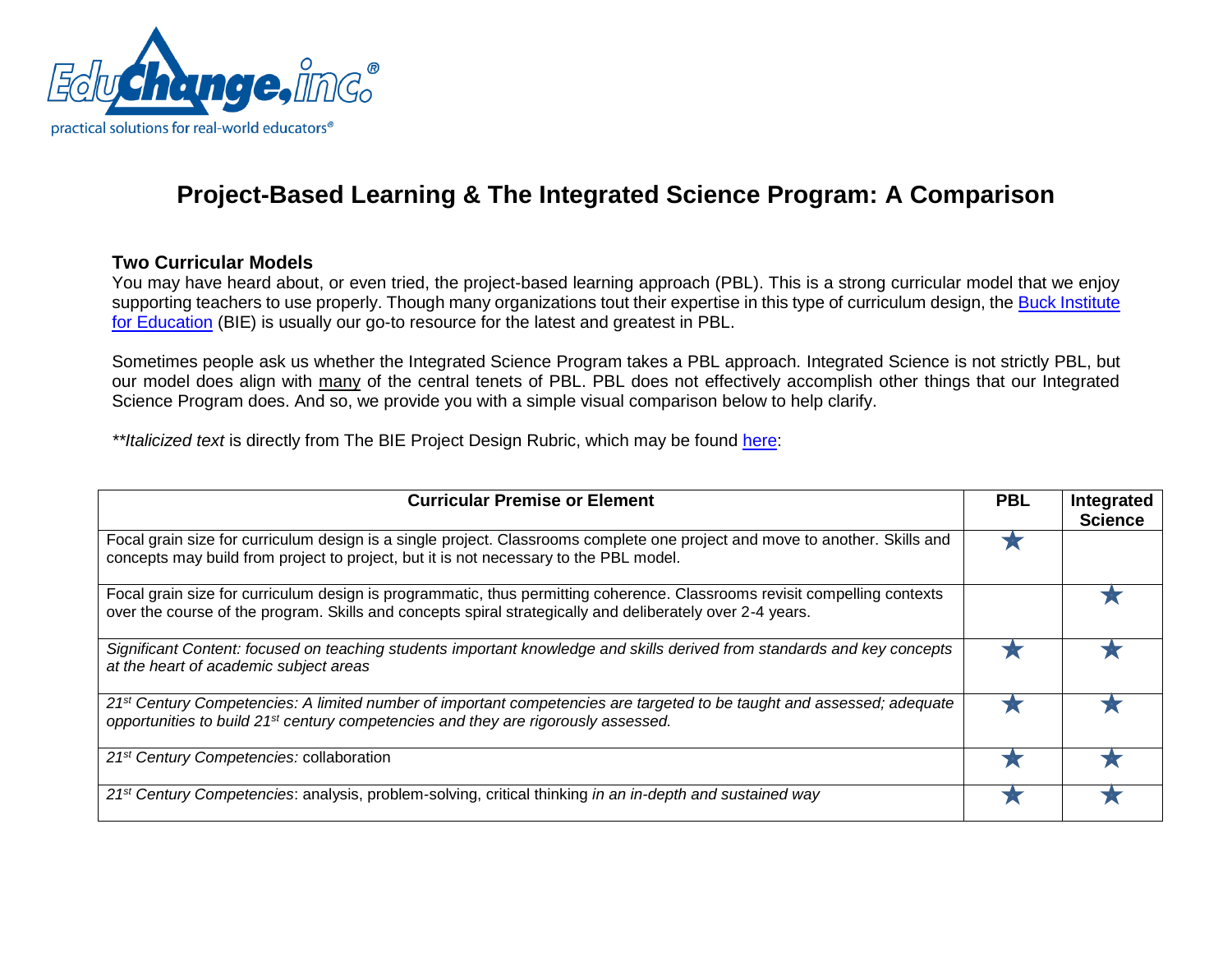EduChange, inc.®

practical solutions for real-world educators®

# Project-Based Learning & The Integrated Science Program: A Comparison

### Two Curricular Models

You may have heard about, or even tried, the project-based learning approach (PBL). This is a strong curricular model that we enjoy supporting teachers to use properly. Though many organizations tout their expertise in this type of curriculum design, the Buck Institute for Education (BIE) is usually our go-to resource for the latest and greatest in PBL.

Sometimes people ask us whether the Integrated Science Program takes a PBL approach. Integrated Science is not strictly PBL, but our model does align with many of the central tenets of PBL. PBL does not effectively accomplish other things that our Integrated Science Program does. And so, we provide you with a simple visual comparison below to help clarify.

*\*\*Italicized text* is directly from The BIE Project Design Rubric, which may be found here:

| Curricular Premise or Element | PBL | Integrated Science |
| --- | --- | --- |
| Focal grain size for curriculum design is a single project. Classrooms complete one project and move to another. Skills and concepts may build from project to project, but it is not necessary to the PBL model. | ★ | |
| Focal grain size for curriculum design is programmatic, thus permitting coherence. Classrooms revisit compelling contexts over the course of the program. Skills and concepts spiral strategically and deliberately over 2-4 years. | | ★ |
| *Significant Content: focused on teaching students important knowledge and skills derived from standards and key concepts at the heart of academic subject areas* | ★ | ★ |
| *21st Century Competencies: A limited number of important competencies are targeted to be taught and assessed; adequate opportunities to build 21st century competencies and they are rigorously assessed.* | ★ | ★ |
| *21st Century Competencies:* collaboration | ★ | ★ |
| *21st Century Competencies*: analysis, problem-solving, critical thinking *in an in-depth and sustained way* | ★ | ★ |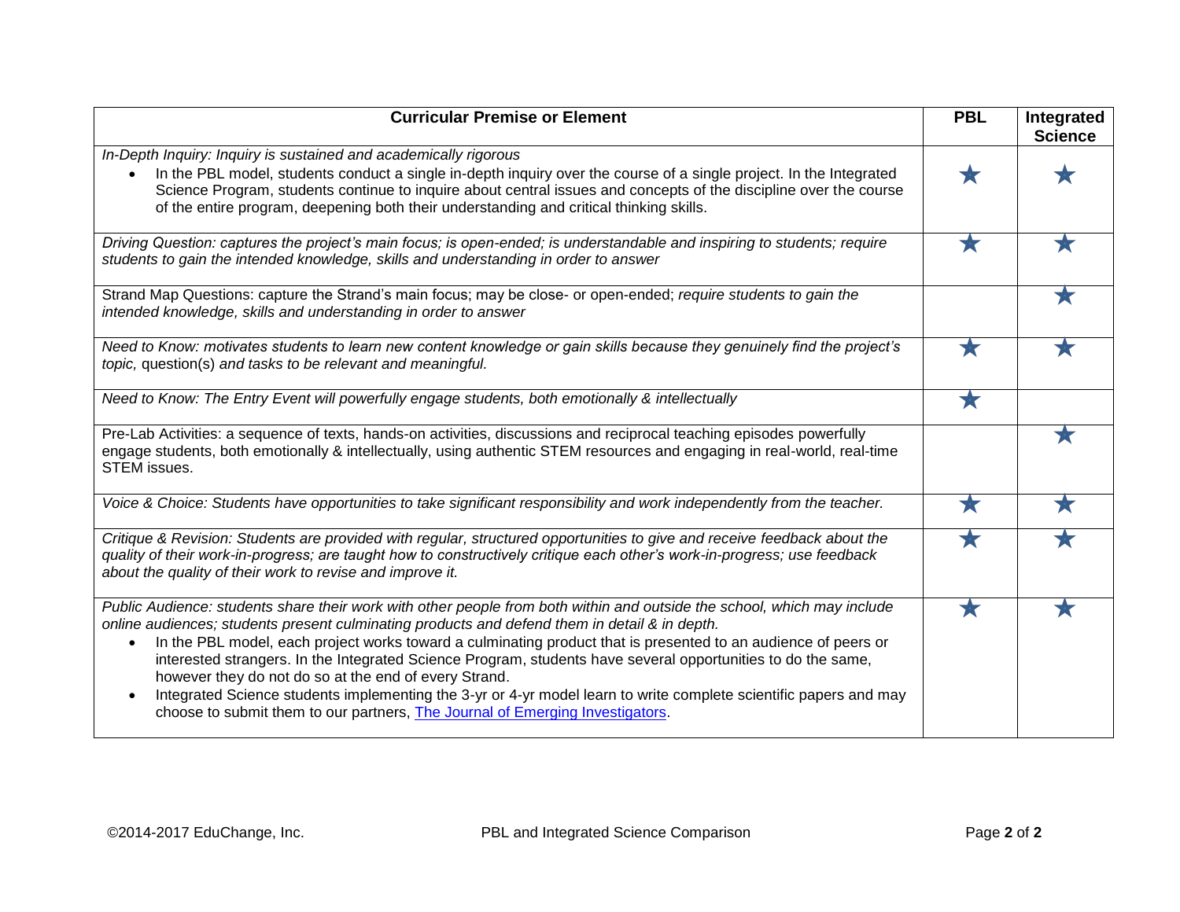| Curricular Premise or Element | PBL | Integrated Science |
|---|---|---|
| *In-Depth Inquiry: Inquiry is sustained and academically rigorous*<br>• In the PBL model, students conduct a single in-depth inquiry over the course of a single project. In the Integrated Science Program, students continue to inquire about central issues and concepts of the discipline over the course of the entire program, deepening both their understanding and critical thinking skills. | ★ | ★ |
| *Driving Question: captures the project's main focus; is open-ended; is understandable and inspiring to students; require students to gain the intended knowledge, skills and understanding in order to answer* | ★ | ★ |
| Strand Map Questions: capture the Strand's main focus; may be close- or open-ended; *require students to gain the intended knowledge, skills and understanding in order to answer* | | ★ |
| *Need to Know: motivates students to learn new content knowledge or gain skills because they genuinely find the project's topic,* question(s) *and tasks to be relevant and meaningful.* | ★ | ★ |
| *Need to Know: The Entry Event will powerfully engage students, both emotionally & intellectually* | ★ | |
| Pre-Lab Activities: a sequence of texts, hands-on activities, discussions and reciprocal teaching episodes powerfully engage students, both emotionally & intellectually, using authentic STEM resources and engaging in real-world, real-time STEM issues. | | ★ |
| *Voice & Choice: Students have opportunities to take significant responsibility and work independently from the teacher.* | ★ | ★ |
| *Critique & Revision: Students are provided with regular, structured opportunities to give and receive feedback about the quality of their work-in-progress; are taught how to constructively critique each other's work-in-progress; use feedback about the quality of their work to revise and improve it.* | ★ | ★ |
| *Public Audience: students share their work with other people from both within and outside the school, which may include online audiences; students present culminating products and defend them in detail & in depth.*<br>• In the PBL model, each project works toward a culminating product that is presented to an audience of peers or interested strangers. In the Integrated Science Program, students have several opportunities to do the same, however they do not do so at the end of every Strand.<br>• Integrated Science students implementing the 3-yr or 4-yr model learn to write complete scientific papers and may choose to submit them to our partners, The Journal of Emerging Investigators. | ★ | ★ |